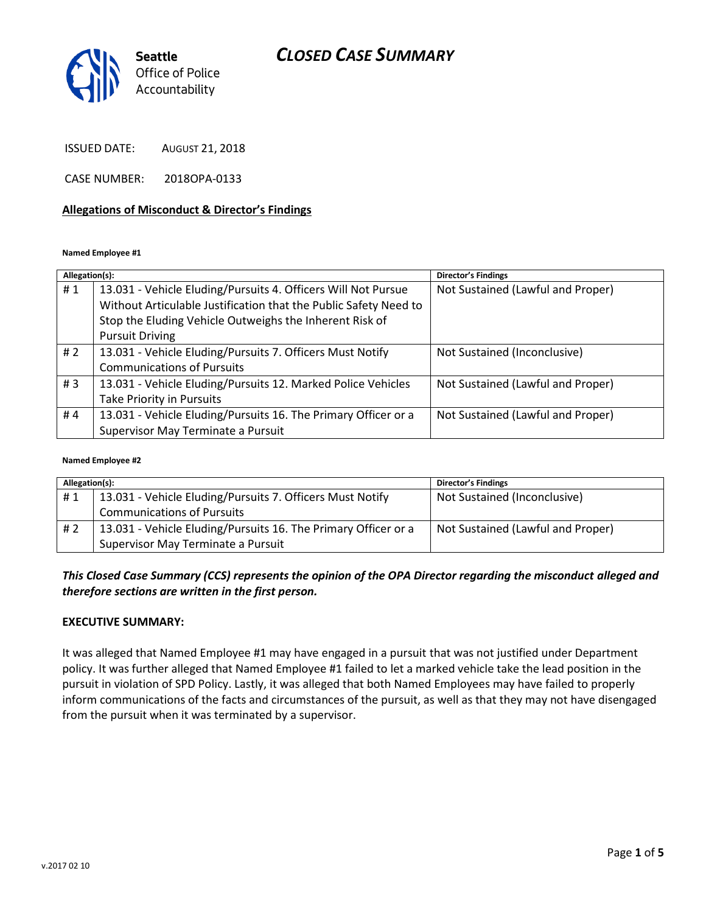# CLOSED CASE SUMMARY

Seattle Office of Police Accountability

ISSUED DATE: AUGUST 21, 2018

CASE NUMBER: 2018OPA-0133

**Allegations of Misconduct & Director's Findings**

**Named Employee #1**

| Allegation(s): | | Director's Findings |
|---|---|---|
| # 1 | 13.031 - Vehicle Eluding/Pursuits 4. Officers Will Not Pursue Without Articulable Justification that the Public Safety Need to Stop the Eluding Vehicle Outweighs the Inherent Risk of Pursuit Driving | Not Sustained (Lawful and Proper) |
| # 2 | 13.031 - Vehicle Eluding/Pursuits 7. Officers Must Notify Communications of Pursuits | Not Sustained (Inconclusive) |
| # 3 | 13.031 - Vehicle Eluding/Pursuits 12. Marked Police Vehicles Take Priority in Pursuits | Not Sustained (Lawful and Proper) |
| # 4 | 13.031 - Vehicle Eluding/Pursuits 16. The Primary Officer or a Supervisor May Terminate a Pursuit | Not Sustained (Lawful and Proper) |

**Named Employee #2**

| Allegation(s): | | Director's Findings |
|---|---|---|
| # 1 | 13.031 - Vehicle Eluding/Pursuits 7. Officers Must Notify Communications of Pursuits | Not Sustained (Inconclusive) |
| # 2 | 13.031 - Vehicle Eluding/Pursuits 16. The Primary Officer or a Supervisor May Terminate a Pursuit | Not Sustained (Lawful and Proper) |

***This Closed Case Summary (CCS) represents the opinion of the OPA Director regarding the misconduct alleged and therefore sections are written in the first person.***

**EXECUTIVE SUMMARY:**

It was alleged that Named Employee #1 may have engaged in a pursuit that was not justified under Department policy. It was further alleged that Named Employee #1 failed to let a marked vehicle take the lead position in the pursuit in violation of SPD Policy. Lastly, it was alleged that both Named Employees may have failed to properly inform communications of the facts and circumstances of the pursuit, as well as that they may not have disengaged from the pursuit when it was terminated by a supervisor.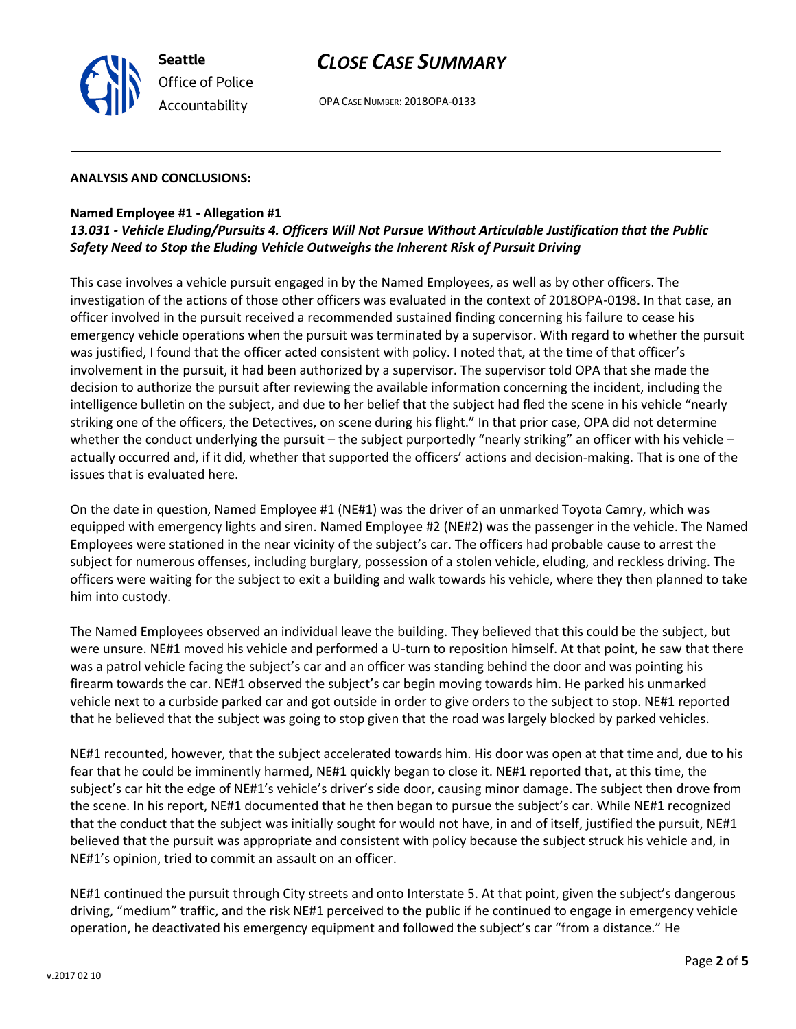**ANALYSIS AND CONCLUSIONS:**

**Named Employee #1 - Allegation #1**
***13.031 - Vehicle Eluding/Pursuits 4. Officers Will Not Pursue Without Articulable Justification that the Public Safety Need to Stop the Eluding Vehicle Outweighs the Inherent Risk of Pursuit Driving***

This case involves a vehicle pursuit engaged in by the Named Employees, as well as by other officers. The investigation of the actions of those other officers was evaluated in the context of 2018OPA-0198. In that case, an officer involved in the pursuit received a recommended sustained finding concerning his failure to cease his emergency vehicle operations when the pursuit was terminated by a supervisor. With regard to whether the pursuit was justified, I found that the officer acted consistent with policy. I noted that, at the time of that officer's involvement in the pursuit, it had been authorized by a supervisor. The supervisor told OPA that she made the decision to authorize the pursuit after reviewing the available information concerning the incident, including the intelligence bulletin on the subject, and due to her belief that the subject had fled the scene in his vehicle "nearly striking one of the officers, the Detectives, on scene during his flight." In that prior case, OPA did not determine whether the conduct underlying the pursuit – the subject purportedly "nearly striking" an officer with his vehicle – actually occurred and, if it did, whether that supported the officers' actions and decision-making. That is one of the issues that is evaluated here.

On the date in question, Named Employee #1 (NE#1) was the driver of an unmarked Toyota Camry, which was equipped with emergency lights and siren. Named Employee #2 (NE#2) was the passenger in the vehicle. The Named Employees were stationed in the near vicinity of the subject's car. The officers had probable cause to arrest the subject for numerous offenses, including burglary, possession of a stolen vehicle, eluding, and reckless driving. The officers were waiting for the subject to exit a building and walk towards his vehicle, where they then planned to take him into custody.

The Named Employees observed an individual leave the building. They believed that this could be the subject, but were unsure. NE#1 moved his vehicle and performed a U-turn to reposition himself. At that point, he saw that there was a patrol vehicle facing the subject's car and an officer was standing behind the door and was pointing his firearm towards the car. NE#1 observed the subject's car begin moving towards him. He parked his unmarked vehicle next to a curbside parked car and got outside in order to give orders to the subject to stop. NE#1 reported that he believed that the subject was going to stop given that the road was largely blocked by parked vehicles.

NE#1 recounted, however, that the subject accelerated towards him. His door was open at that time and, due to his fear that he could be imminently harmed, NE#1 quickly began to close it. NE#1 reported that, at this time, the subject's car hit the edge of NE#1's vehicle's driver's side door, causing minor damage. The subject then drove from the scene. In his report, NE#1 documented that he then began to pursue the subject's car. While NE#1 recognized that the conduct that the subject was initially sought for would not have, in and of itself, justified the pursuit, NE#1 believed that the pursuit was appropriate and consistent with policy because the subject struck his vehicle and, in NE#1's opinion, tried to commit an assault on an officer.

NE#1 continued the pursuit through City streets and onto Interstate 5. At that point, given the subject's dangerous driving, "medium" traffic, and the risk NE#1 perceived to the public if he continued to engage in emergency vehicle operation, he deactivated his emergency equipment and followed the subject's car "from a distance." He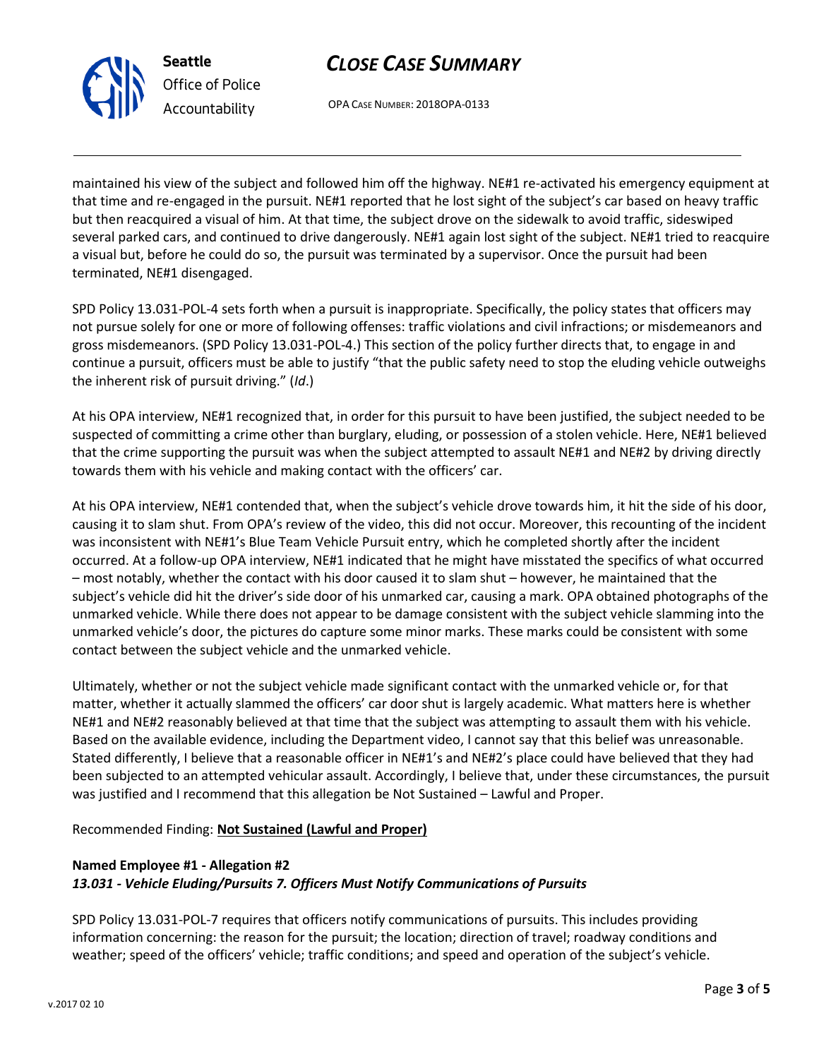maintained his view of the subject and followed him off the highway. NE#1 re-activated his emergency equipment at that time and re-engaged in the pursuit. NE#1 reported that he lost sight of the subject's car based on heavy traffic but then reacquired a visual of him. At that time, the subject drove on the sidewalk to avoid traffic, sideswiped several parked cars, and continued to drive dangerously. NE#1 again lost sight of the subject. NE#1 tried to reacquire a visual but, before he could do so, the pursuit was terminated by a supervisor. Once the pursuit had been terminated, NE#1 disengaged.

SPD Policy 13.031-POL-4 sets forth when a pursuit is inappropriate. Specifically, the policy states that officers may not pursue solely for one or more of following offenses: traffic violations and civil infractions; or misdemeanors and gross misdemeanors. (SPD Policy 13.031-POL-4.) This section of the policy further directs that, to engage in and continue a pursuit, officers must be able to justify "that the public safety need to stop the eluding vehicle outweighs the inherent risk of pursuit driving." (*Id*.)

At his OPA interview, NE#1 recognized that, in order for this pursuit to have been justified, the subject needed to be suspected of committing a crime other than burglary, eluding, or possession of a stolen vehicle. Here, NE#1 believed that the crime supporting the pursuit was when the subject attempted to assault NE#1 and NE#2 by driving directly towards them with his vehicle and making contact with the officers' car.

At his OPA interview, NE#1 contended that, when the subject's vehicle drove towards him, it hit the side of his door, causing it to slam shut. From OPA's review of the video, this did not occur. Moreover, this recounting of the incident was inconsistent with NE#1's Blue Team Vehicle Pursuit entry, which he completed shortly after the incident occurred. At a follow-up OPA interview, NE#1 indicated that he might have misstated the specifics of what occurred – most notably, whether the contact with his door caused it to slam shut – however, he maintained that the subject's vehicle did hit the driver's side door of his unmarked car, causing a mark. OPA obtained photographs of the unmarked vehicle. While there does not appear to be damage consistent with the subject vehicle slamming into the unmarked vehicle's door, the pictures do capture some minor marks. These marks could be consistent with some contact between the subject vehicle and the unmarked vehicle.

Ultimately, whether or not the subject vehicle made significant contact with the unmarked vehicle or, for that matter, whether it actually slammed the officers' car door shut is largely academic. What matters here is whether NE#1 and NE#2 reasonably believed at that time that the subject was attempting to assault them with his vehicle. Based on the available evidence, including the Department video, I cannot say that this belief was unreasonable. Stated differently, I believe that a reasonable officer in NE#1's and NE#2's place could have believed that they had been subjected to an attempted vehicular assault. Accordingly, I believe that, under these circumstances, the pursuit was justified and I recommend that this allegation be Not Sustained – Lawful and Proper.

Recommended Finding: **Not Sustained (Lawful and Proper)**

**Named Employee #1 - Allegation #2**
***13.031 - Vehicle Eluding/Pursuits 7. Officers Must Notify Communications of Pursuits***

SPD Policy 13.031-POL-7 requires that officers notify communications of pursuits. This includes providing information concerning: the reason for the pursuit; the location; direction of travel; roadway conditions and weather; speed of the officers' vehicle; traffic conditions; and speed and operation of the subject's vehicle.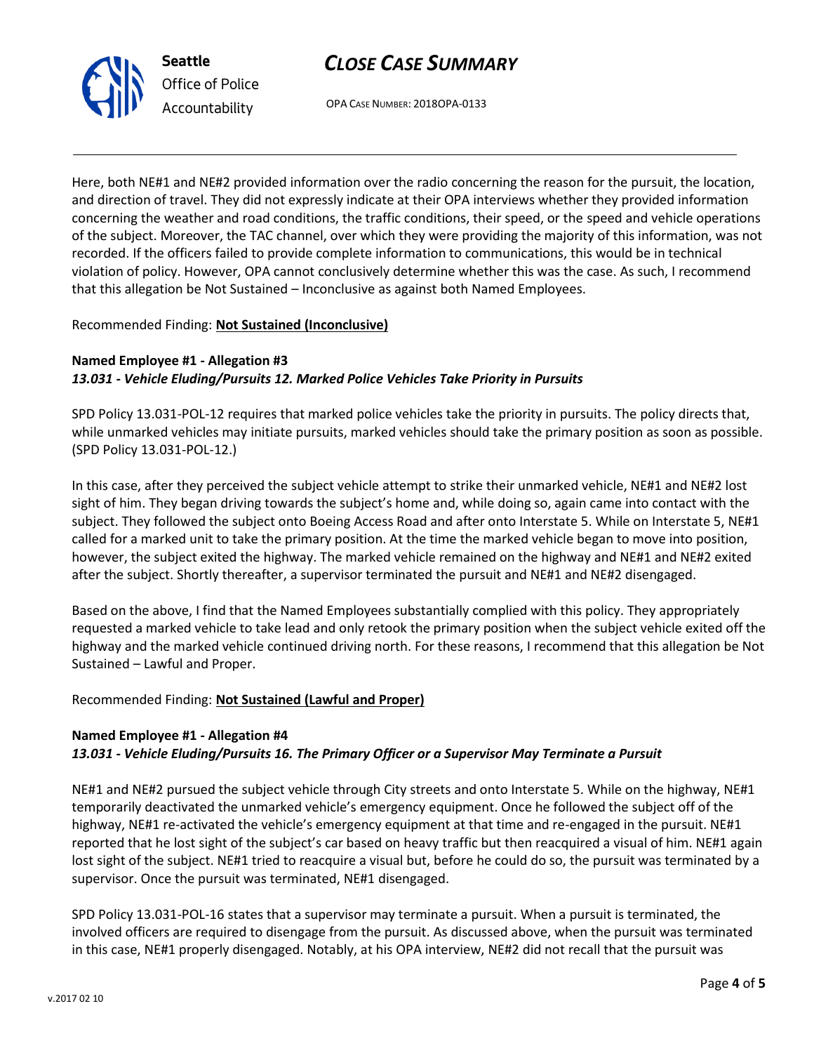Here, both NE#1 and NE#2 provided information over the radio concerning the reason for the pursuit, the location, and direction of travel. They did not expressly indicate at their OPA interviews whether they provided information concerning the weather and road conditions, the traffic conditions, their speed, or the speed and vehicle operations of the subject. Moreover, the TAC channel, over which they were providing the majority of this information, was not recorded. If the officers failed to provide complete information to communications, this would be in technical violation of policy. However, OPA cannot conclusively determine whether this was the case. As such, I recommend that this allegation be Not Sustained – Inconclusive as against both Named Employees.

Recommended Finding: **Not Sustained (Inconclusive)**

**Named Employee #1 - Allegation #3**
***13.031 - Vehicle Eluding/Pursuits 12. Marked Police Vehicles Take Priority in Pursuits***

SPD Policy 13.031-POL-12 requires that marked police vehicles take the priority in pursuits. The policy directs that, while unmarked vehicles may initiate pursuits, marked vehicles should take the primary position as soon as possible. (SPD Policy 13.031-POL-12.)

In this case, after they perceived the subject vehicle attempt to strike their unmarked vehicle, NE#1 and NE#2 lost sight of him. They began driving towards the subject's home and, while doing so, again came into contact with the subject. They followed the subject onto Boeing Access Road and after onto Interstate 5. While on Interstate 5, NE#1 called for a marked unit to take the primary position. At the time the marked vehicle began to move into position, however, the subject exited the highway. The marked vehicle remained on the highway and NE#1 and NE#2 exited after the subject. Shortly thereafter, a supervisor terminated the pursuit and NE#1 and NE#2 disengaged.

Based on the above, I find that the Named Employees substantially complied with this policy. They appropriately requested a marked vehicle to take lead and only retook the primary position when the subject vehicle exited off the highway and the marked vehicle continued driving north. For these reasons, I recommend that this allegation be Not Sustained – Lawful and Proper.

Recommended Finding: **Not Sustained (Lawful and Proper)**

**Named Employee #1 - Allegation #4**
***13.031 - Vehicle Eluding/Pursuits 16. The Primary Officer or a Supervisor May Terminate a Pursuit***

NE#1 and NE#2 pursued the subject vehicle through City streets and onto Interstate 5. While on the highway, NE#1 temporarily deactivated the unmarked vehicle's emergency equipment. Once he followed the subject off of the highway, NE#1 re-activated the vehicle's emergency equipment at that time and re-engaged in the pursuit. NE#1 reported that he lost sight of the subject's car based on heavy traffic but then reacquired a visual of him. NE#1 again lost sight of the subject. NE#1 tried to reacquire a visual but, before he could do so, the pursuit was terminated by a supervisor. Once the pursuit was terminated, NE#1 disengaged.

SPD Policy 13.031-POL-16 states that a supervisor may terminate a pursuit. When a pursuit is terminated, the involved officers are required to disengage from the pursuit. As discussed above, when the pursuit was terminated in this case, NE#1 properly disengaged. Notably, at his OPA interview, NE#2 did not recall that the pursuit was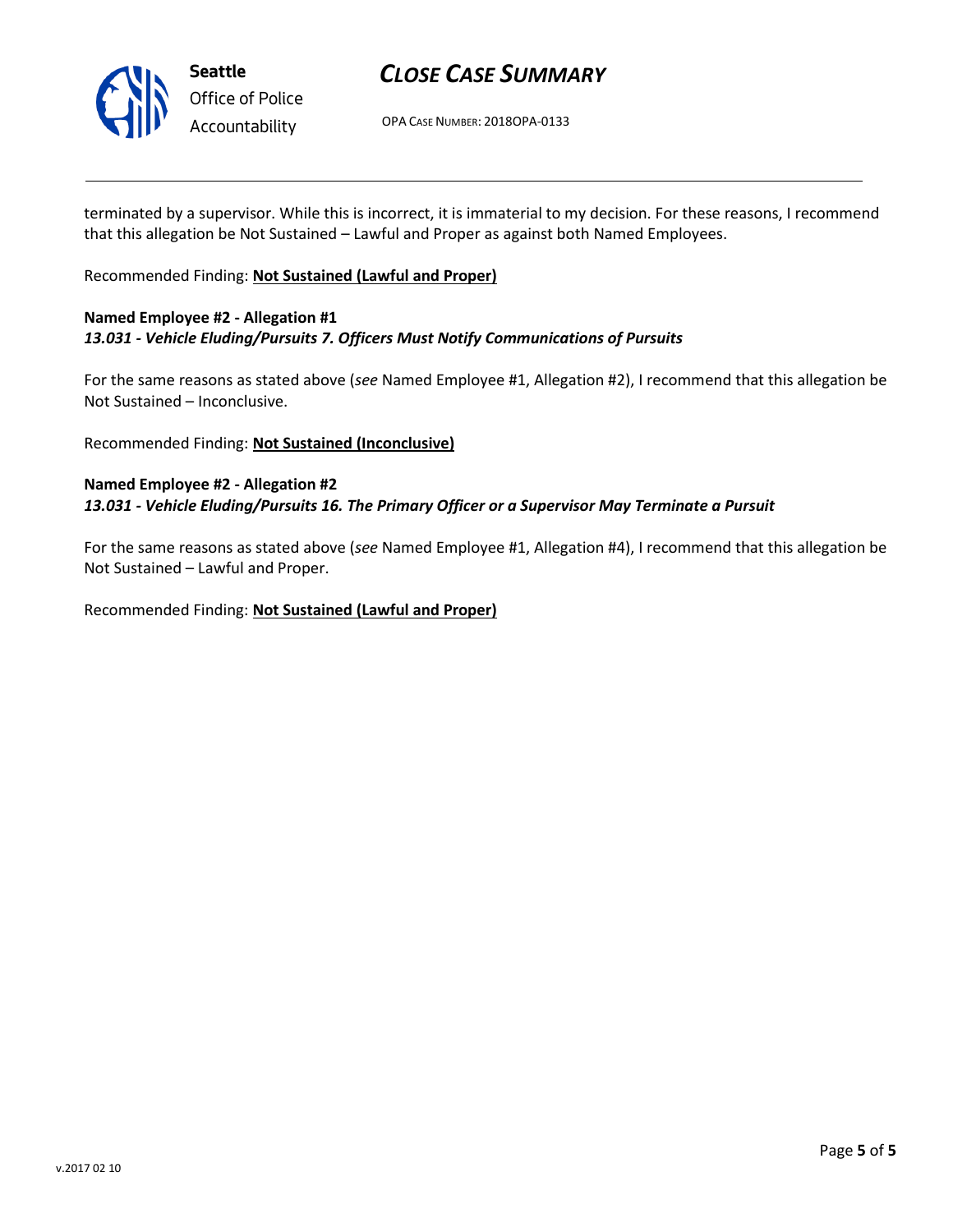terminated by a supervisor. While this is incorrect, it is immaterial to my decision. For these reasons, I recommend that this allegation be Not Sustained – Lawful and Proper as against both Named Employees.

Recommended Finding: **Not Sustained (Lawful and Proper)**

**Named Employee #2 - Allegation #1**
***13.031 - Vehicle Eluding/Pursuits 7. Officers Must Notify Communications of Pursuits***

For the same reasons as stated above (*see* Named Employee #1, Allegation #2), I recommend that this allegation be Not Sustained – Inconclusive.

Recommended Finding: **Not Sustained (Inconclusive)**

**Named Employee #2 - Allegation #2**
***13.031 - Vehicle Eluding/Pursuits 16. The Primary Officer or a Supervisor May Terminate a Pursuit***

For the same reasons as stated above (*see* Named Employee #1, Allegation #4), I recommend that this allegation be Not Sustained – Lawful and Proper.

Recommended Finding: **Not Sustained (Lawful and Proper)**